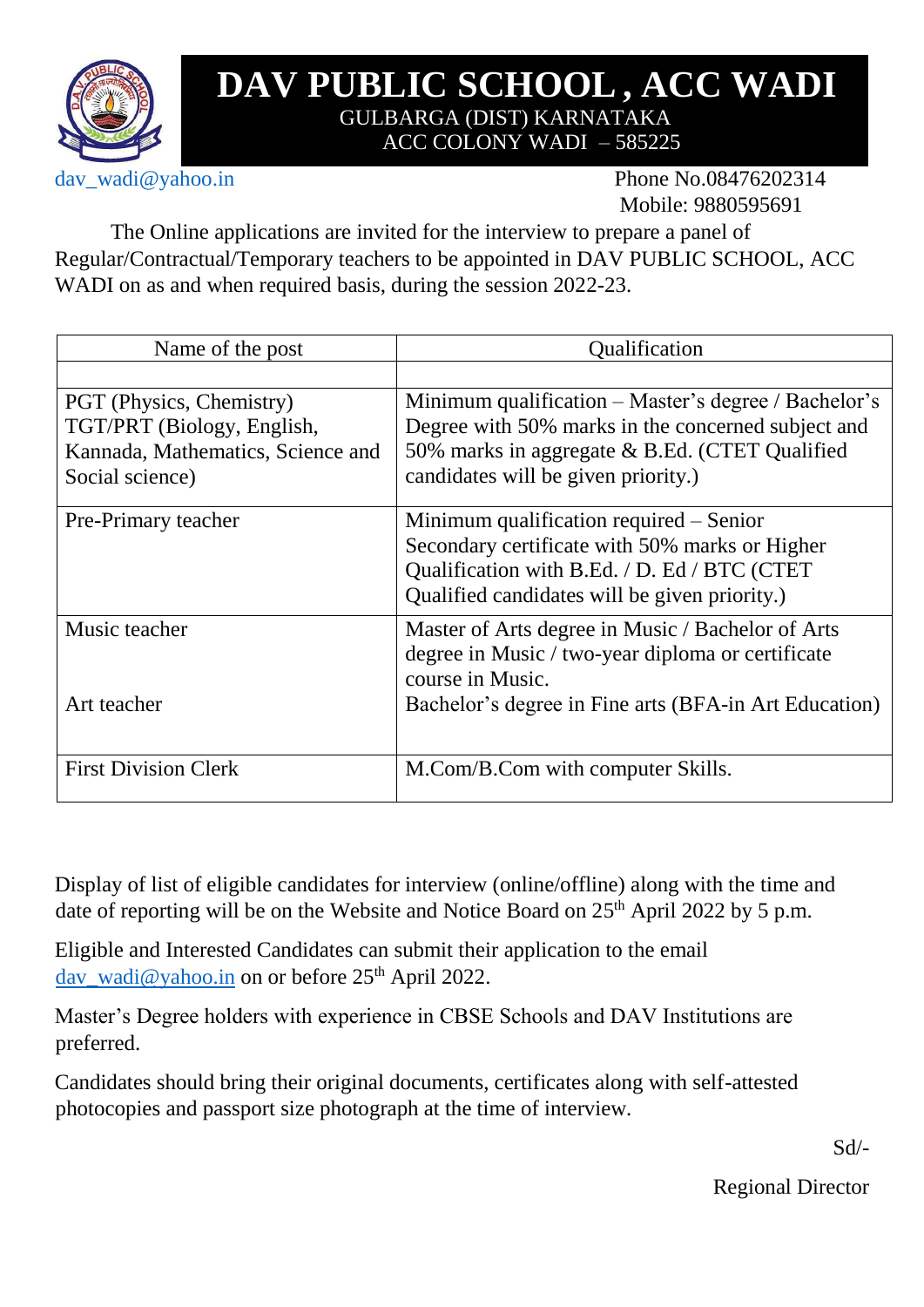# DAV PUBLIC SCHOOL , ACC WADI

GULBARGA (DIST) KARNATAKA
ACC COLONY WADI – 585225

dav_wadi@yahoo.in

Phone No.08476202314
Mobile: 9880595691

The Online applications are invited for the interview to prepare a panel of Regular/Contractual/Temporary teachers to be appointed in DAV PUBLIC SCHOOL, ACC WADI on as and when required basis, during the session 2022-23.

| Name of the post | Qualification |
|---|---|
| | |
| PGT (Physics, Chemistry) TGT/PRT (Biology, English, Kannada, Mathematics, Science and Social science) | Minimum qualification – Master's degree / Bachelor's Degree with 50% marks in the concerned subject and 50% marks in aggregate & B.Ed. (CTET Qualified candidates will be given priority.) |
| Pre-Primary teacher | Minimum qualification required – Senior Secondary certificate with 50% marks or Higher Qualification with B.Ed. / D. Ed / BTC (CTET Qualified candidates will be given priority.) |
| Music teacher<br><br>Art teacher | Master of Arts degree in Music / Bachelor of Arts degree in Music / two-year diploma or certificate course in Music.<br>Bachelor's degree in Fine arts (BFA-in Art Education) |
| First Division Clerk | M.Com/B.Com with computer Skills. |

Display of list of eligible candidates for interview (online/offline) along with the time and date of reporting will be on the Website and Notice Board on 25th April 2022 by 5 p.m.

Eligible and Interested Candidates can submit their application to the email dav_wadi@yahoo.in on or before 25th April 2022.

Master's Degree holders with experience in CBSE Schools and DAV Institutions are preferred.

Candidates should bring their original documents, certificates along with self-attested photocopies and passport size photograph at the time of interview.

Sd/-

Regional Director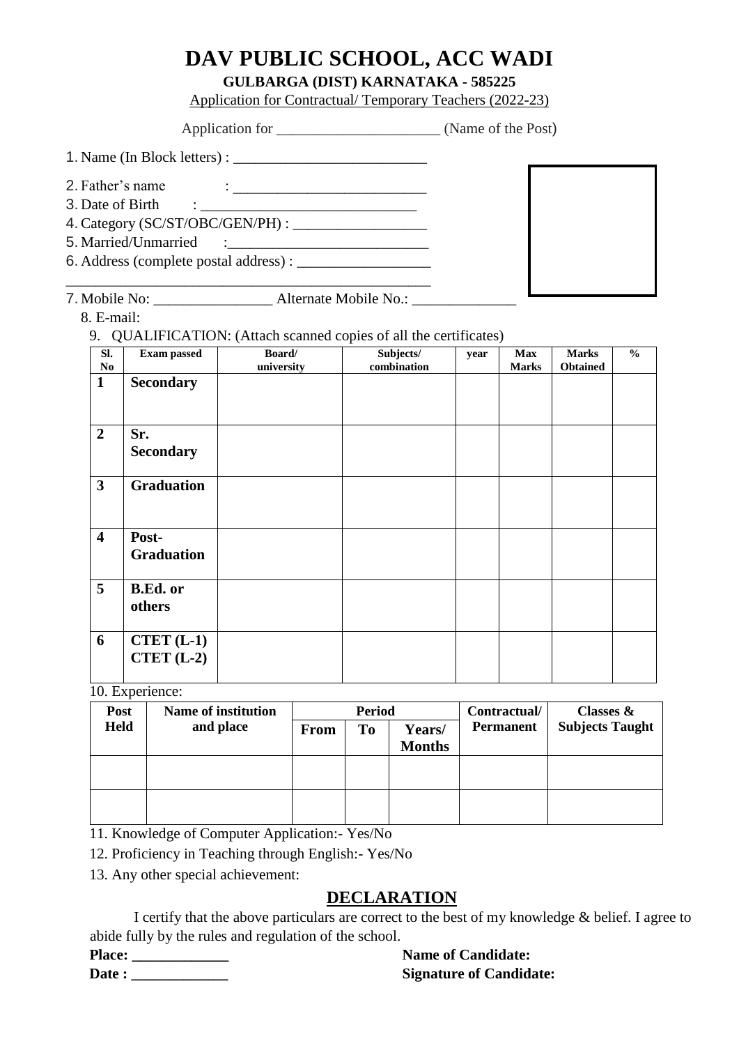# DAV PUBLIC SCHOOL, ACC WADI

**GULBARGA (DIST) KARNATAKA - 585225**

Application for Contractual/ Temporary Teachers (2022-23)

Application for ______________________ (Name of the Post)

1. Name (In Block letters) : __________________________
2. Father's name : __________________________
3. Date of Birth : ____________________________
4. Category (SC/ST/OBC/GEN/PH) : __________________
5. Married/Unmarried :___________________________
6. Address (complete postal address) : __________________

___________________________________________________

7. Mobile No: ________________ Alternate Mobile No.: ______________
8. E-mail:
9. QUALIFICATION: (Attach scanned copies of all the certificates)

| Sl. No | Exam passed | Board/ university | Subjects/ combination | year | Max Marks | Marks Obtained | % |
|---|---|---|---|---|---|---|---|
| **1** | **Secondary** | | | | | | |
| **2** | **Sr. Secondary** | | | | | | |
| **3** | **Graduation** | | | | | | |
| **4** | **Post-Graduation** | | | | | | |
| **5** | **B.Ed. or others** | | | | | | |
| **6** | **CTET (L-1) CTET (L-2)** | | | | | | |

10. Experience:

| Post Held | Name of institution and place | Period | | | Contractual/ Permanent | Classes & Subjects Taught |
|---|---|---|---|---|---|---|
| | | **From** | **To** | **Years/ Months** | | |
| | | | | | | |
| | | | | | | |

11. Knowledge of Computer Application:- Yes/No
12. Proficiency in Teaching through English:- Yes/No
13. Any other special achievement:

## DECLARATION

I certify that the above particulars are correct to the best of my knowledge & belief. I agree to abide fully by the rules and regulation of the school.

**Place: _____________** **Name of Candidate:**

**Date : _____________** **Signature of Candidate:**